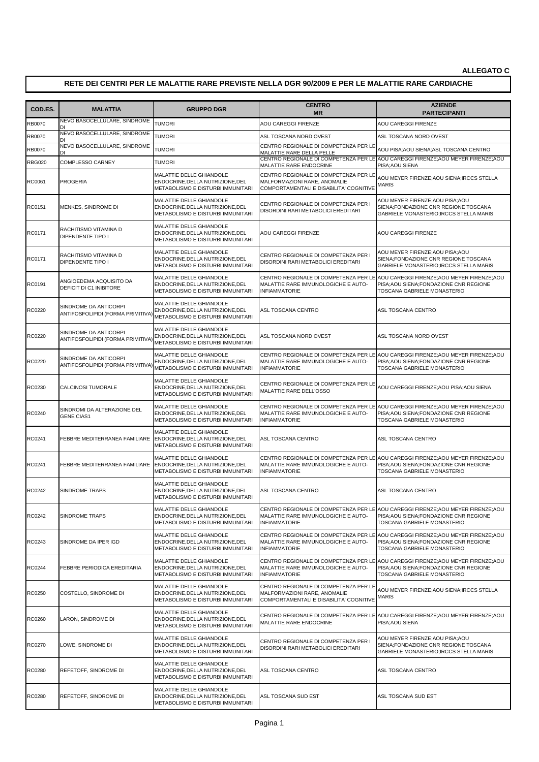**ALLEGATO C**

## RETE DEI CENTRI PER LE MALATTIE RARE PREVISTE NELLA DGR 90/2009 E PER LE MALATTIE RARE CARDIACHE

| COD.ES. | MALATTIA | GRUPPO DGR | CENTRO MR | AZIENDE PARTECIPANTI |
|---|---|---|---|---|
| RB0070 | NEVO BASOCELLULARE, SINDROME DI | TUMORI | AOU CAREGGI FIRENZE | AOU CAREGGI FIRENZE |
| RB0070 | NEVO BASOCELLULARE, SINDROME DI | TUMORI | ASL TOSCANA NORD OVEST | ASL TOSCANA NORD OVEST |
| RB0070 | NEVO BASOCELLULARE, SINDROME DI | TUMORI | CENTRO REGIONALE DI COMPETENZA PER LE MALATTIE RARE DELLA PELLE | AOU PISA;AOU SIENA;ASL TOSCANA CENTRO |
| RBG020 | COMPLESSO CARNEY | TUMORI | CENTRO REGIONALE DI COMPETENZA PER LE MALATTIE RARE ENDOCRINE | AOU CAREGGI FIRENZE;AOU MEYER FIRENZE;AOU PISA;AOU SIENA |
| RC0061 | PROGERIA | MALATTIE DELLE GHIANDOLE ENDOCRINE,DELLA NUTRIZIONE,DEL METABOLISMO E DISTURBI IMMUNITARI | CENTRO REGIONALE DI COMPETENZA PER LE MALFORMAZIONI RARE, ANOMALIE COMPORTAMENTALI E DISABILITA' COGNITIVE | AOU MEYER FIRENZE;AOU SIENA;IRCCS STELLA MARIS |
| RC0151 | MENKES, SINDROME DI | MALATTIE DELLE GHIANDOLE ENDOCRINE,DELLA NUTRIZIONE,DEL METABOLISMO E DISTURBI IMMUNITARI | CENTRO REGIONALE DI COMPETENZA PER I DISORDINI RARI METABOLICI EREDITARI | AOU MEYER FIRENZE;AOU PISA;AOU SIENA;FONDAZIONE CNR REGIONE TOSCANA GABRIELE MONASTERIO;IRCCS STELLA MARIS |
| RC0171 | RACHITISMO VITAMINA D DIPENDENTE TIPO I | MALATTIE DELLE GHIANDOLE ENDOCRINE,DELLA NUTRIZIONE,DEL METABOLISMO E DISTURBI IMMUNITARI | AOU CAREGGI FIRENZE | AOU CAREGGI FIRENZE |
| RC0171 | RACHITISMO VITAMINA D DIPENDENTE TIPO I | MALATTIE DELLE GHIANDOLE ENDOCRINE,DELLA NUTRIZIONE,DEL METABOLISMO E DISTURBI IMMUNITARI | CENTRO REGIONALE DI COMPETENZA PER I DISORDINI RARI METABOLICI EREDITARI | AOU MEYER FIRENZE;AOU PISA;AOU SIENA;FONDAZIONE CNR REGIONE TOSCANA GABRIELE MONASTERIO;IRCCS STELLA MARIS |
| RC0191 | ANGIOEDEMA ACQUISITO DA DEFICIT DI C1 INIBITORE | MALATTIE DELLE GHIANDOLE ENDOCRINE,DELLA NUTRIZIONE,DEL METABOLISMO E DISTURBI IMMUNITARI | CENTRO REGIONALE DI COMPETENZA PER LE MALATTIE RARE IMMUNOLOGICHE E AUTO-INFIAMMATORIE | AOU CAREGGI FIRENZE;AOU MEYER FIRENZE;AOU PISA;AOU SIENA;FONDAZIONE CNR REGIONE TOSCANA GABRIELE MONASTERIO |
| RC0220 | SINDROME DA ANTICORPI ANTIFOSFOLIPIDI (FORMA PRIMITIVA) | MALATTIE DELLE GHIANDOLE ENDOCRINE,DELLA NUTRIZIONE,DEL METABOLISMO E DISTURBI IMMUNITARI | ASL TOSCANA CENTRO | ASL TOSCANA CENTRO |
| RC0220 | SINDROME DA ANTICORPI ANTIFOSFOLIPIDI (FORMA PRIMITIVA) | MALATTIE DELLE GHIANDOLE ENDOCRINE,DELLA NUTRIZIONE,DEL METABOLISMO E DISTURBI IMMUNITARI | ASL TOSCANA NORD OVEST | ASL TOSCANA NORD OVEST |
| RC0220 | SINDROME DA ANTICORPI ANTIFOSFOLIPIDI (FORMA PRIMITIVA) | MALATTIE DELLE GHIANDOLE ENDOCRINE,DELLA NUTRIZIONE,DEL METABOLISMO E DISTURBI IMMUNITARI | CENTRO REGIONALE DI COMPETENZA PER LE MALATTIE RARE IMMUNOLOGICHE E AUTO-INFIAMMATORIE | AOU CAREGGI FIRENZE;AOU MEYER FIRENZE;AOU PISA;AOU SIENA;FONDAZIONE CNR REGIONE TOSCANA GABRIELE MONASTERIO |
| RC0230 | CALCINOSI TUMORALE | MALATTIE DELLE GHIANDOLE ENDOCRINE,DELLA NUTRIZIONE,DEL METABOLISMO E DISTURBI IMMUNITARI | CENTRO REGIONALE DI COMPETENZA PER LE MALATTIE RARE DELL'OSSO | AOU CAREGGI FIRENZE;AOU PISA;AOU SIENA |
| RC0240 | SINDROMI DA ALTERAZIONE DEL GENE CIAS1 | MALATTIE DELLE GHIANDOLE ENDOCRINE,DELLA NUTRIZIONE,DEL METABOLISMO E DISTURBI IMMUNITARI | CENTRO REGIONALE DI COMPETENZA PER LE MALATTIE RARE IMMUNOLOGICHE E AUTO-INFIAMMATORIE | AOU CAREGGI FIRENZE;AOU MEYER FIRENZE;AOU PISA;AOU SIENA;FONDAZIONE CNR REGIONE TOSCANA GABRIELE MONASTERIO |
| RC0241 | FEBBRE MEDITERRANEA FAMILIARE | MALATTIE DELLE GHIANDOLE ENDOCRINE,DELLA NUTRIZIONE,DEL METABOLISMO E DISTURBI IMMUNITARI | ASL TOSCANA CENTRO | ASL TOSCANA CENTRO |
| RC0241 | FEBBRE MEDITERRANEA FAMILIARE | MALATTIE DELLE GHIANDOLE ENDOCRINE,DELLA NUTRIZIONE,DEL METABOLISMO E DISTURBI IMMUNITARI | CENTRO REGIONALE DI COMPETENZA PER LE MALATTIE RARE IMMUNOLOGICHE E AUTO-INFIAMMATORIE | AOU CAREGGI FIRENZE;AOU MEYER FIRENZE;AOU PISA;AOU SIENA;FONDAZIONE CNR REGIONE TOSCANA GABRIELE MONASTERIO |
| RC0242 | SINDROME TRAPS | MALATTIE DELLE GHIANDOLE ENDOCRINE,DELLA NUTRIZIONE,DEL METABOLISMO E DISTURBI IMMUNITARI | ASL TOSCANA CENTRO | ASL TOSCANA CENTRO |
| RC0242 | SINDROME TRAPS | MALATTIE DELLE GHIANDOLE ENDOCRINE,DELLA NUTRIZIONE,DEL METABOLISMO E DISTURBI IMMUNITARI | CENTRO REGIONALE DI COMPETENZA PER LE MALATTIE RARE IMMUNOLOGICHE E AUTO-INFIAMMATORIE | AOU CAREGGI FIRENZE;AOU MEYER FIRENZE;AOU PISA;AOU SIENA;FONDAZIONE CNR REGIONE TOSCANA GABRIELE MONASTERIO |
| RC0243 | SINDROME DA IPER IGD | MALATTIE DELLE GHIANDOLE ENDOCRINE,DELLA NUTRIZIONE,DEL METABOLISMO E DISTURBI IMMUNITARI | CENTRO REGIONALE DI COMPETENZA PER LE MALATTIE RARE IMMUNOLOGICHE E AUTO-INFIAMMATORIE | AOU CAREGGI FIRENZE;AOU MEYER FIRENZE;AOU PISA;AOU SIENA;FONDAZIONE CNR REGIONE TOSCANA GABRIELE MONASTERIO |
| RC0244 | FEBBRE PERIODICA EREDITARIA | MALATTIE DELLE GHIANDOLE ENDOCRINE,DELLA NUTRIZIONE,DEL METABOLISMO E DISTURBI IMMUNITARI | CENTRO REGIONALE DI COMPETENZA PER LE MALATTIE RARE IMMUNOLOGICHE E AUTO-INFIAMMATORIE | AOU CAREGGI FIRENZE;AOU MEYER FIRENZE;AOU PISA;AOU SIENA;FONDAZIONE CNR REGIONE TOSCANA GABRIELE MONASTERIO |
| RC0250 | COSTELLO, SINDROME DI | MALATTIE DELLE GHIANDOLE ENDOCRINE,DELLA NUTRIZIONE,DEL METABOLISMO E DISTURBI IMMUNITARI | CENTRO REGIONALE DI COMPETENZA PER LE MALFORMAZIONI RARE, ANOMALIE COMPORTAMENTALI E DISABILITA' COGNITIVE | AOU MEYER FIRENZE;AOU SIENA;IRCCS STELLA MARIS |
| RC0260 | LARON, SINDROME DI | MALATTIE DELLE GHIANDOLE ENDOCRINE,DELLA NUTRIZIONE,DEL METABOLISMO E DISTURBI IMMUNITARI | CENTRO REGIONALE DI COMPETENZA PER LE MALATTIE RARE ENDOCRINE | AOU CAREGGI FIRENZE;AOU MEYER FIRENZE;AOU PISA;AOU SIENA |
| RC0270 | LOWE, SINDROME DI | MALATTIE DELLE GHIANDOLE ENDOCRINE,DELLA NUTRIZIONE,DEL METABOLISMO E DISTURBI IMMUNITARI | CENTRO REGIONALE DI COMPETENZA PER I DISORDINI RARI METABOLICI EREDITARI | AOU MEYER FIRENZE;AOU PISA;AOU SIENA;FONDAZIONE CNR REGIONE TOSCANA GABRIELE MONASTERIO;IRCCS STELLA MARIS |
| RC0280 | REFETOFF, SINDROME DI | MALATTIE DELLE GHIANDOLE ENDOCRINE,DELLA NUTRIZIONE,DEL METABOLISMO E DISTURBI IMMUNITARI | ASL TOSCANA CENTRO | ASL TOSCANA CENTRO |
| RC0280 | REFETOFF, SINDROME DI | MALATTIE DELLE GHIANDOLE ENDOCRINE,DELLA NUTRIZIONE,DEL METABOLISMO E DISTURBI IMMUNITARI | ASL TOSCANA SUD EST | ASL TOSCANA SUD EST |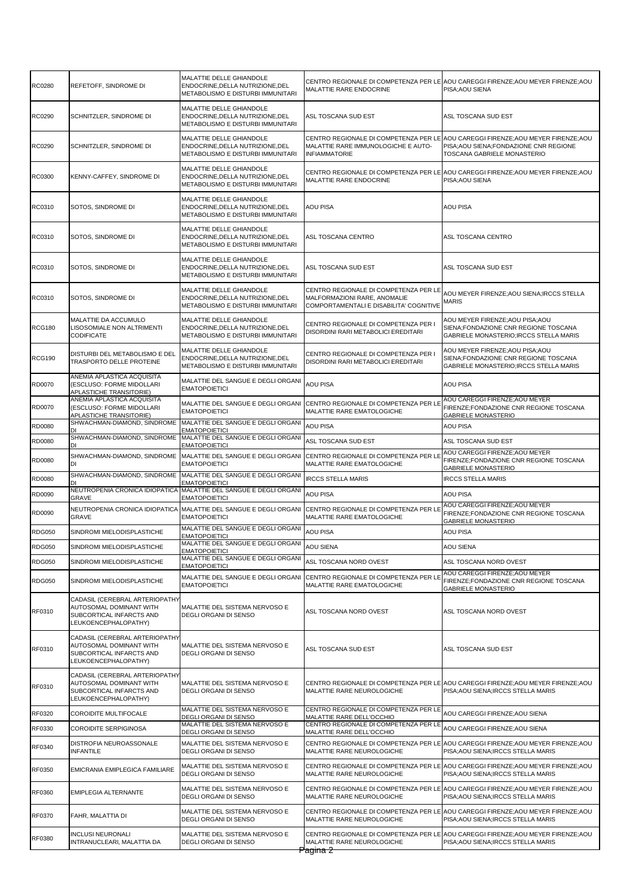| | | | | |
|---|---|---|---|---|
| RC0280 | REFETOFF, SINDROME DI | MALATTIE DELLE GHIANDOLE ENDOCRINE,DELLA NUTRIZIONE,DEL METABOLISMO E DISTURBI IMMUNITARI | CENTRO REGIONALE DI COMPETENZA PER LE MALATTIE RARE ENDOCRINE | AOU CAREGGI FIRENZE;AOU MEYER FIRENZE;AOU PISA;AOU SIENA |
| RC0290 | SCHNITZLER, SINDROME DI | MALATTIE DELLE GHIANDOLE ENDOCRINE,DELLA NUTRIZIONE,DEL METABOLISMO E DISTURBI IMMUNITARI | ASL TOSCANA SUD EST | ASL TOSCANA SUD EST |
| RC0290 | SCHNITZLER, SINDROME DI | MALATTIE DELLE GHIANDOLE ENDOCRINE,DELLA NUTRIZIONE,DEL METABOLISMO E DISTURBI IMMUNITARI | CENTRO REGIONALE DI COMPETENZA PER LE MALATTIE RARE IMMUNOLOGICHE E AUTO-INFIAMMATORIE | AOU CAREGGI FIRENZE;AOU MEYER FIRENZE;AOU PISA;AOU SIENA;FONDAZIONE CNR REGIONE TOSCANA GABRIELE MONASTERIO |
| RC0300 | KENNY-CAFFEY, SINDROME DI | MALATTIE DELLE GHIANDOLE ENDOCRINE,DELLA NUTRIZIONE,DEL METABOLISMO E DISTURBI IMMUNITARI | CENTRO REGIONALE DI COMPETENZA PER LE MALATTIE RARE ENDOCRINE | AOU CAREGGI FIRENZE;AOU MEYER FIRENZE;AOU PISA;AOU SIENA |
| RC0310 | SOTOS, SINDROME DI | MALATTIE DELLE GHIANDOLE ENDOCRINE,DELLA NUTRIZIONE,DEL METABOLISMO E DISTURBI IMMUNITARI | AOU PISA | AOU PISA |
| RC0310 | SOTOS, SINDROME DI | MALATTIE DELLE GHIANDOLE ENDOCRINE,DELLA NUTRIZIONE,DEL METABOLISMO E DISTURBI IMMUNITARI | ASL TOSCANA CENTRO | ASL TOSCANA CENTRO |
| RC0310 | SOTOS, SINDROME DI | MALATTIE DELLE GHIANDOLE ENDOCRINE,DELLA NUTRIZIONE,DEL METABOLISMO E DISTURBI IMMUNITARI | ASL TOSCANA SUD EST | ASL TOSCANA SUD EST |
| RC0310 | SOTOS, SINDROME DI | MALATTIE DELLE GHIANDOLE ENDOCRINE,DELLA NUTRIZIONE,DEL METABOLISMO E DISTURBI IMMUNITARI | CENTRO REGIONALE DI COMPETENZA PER LE MALFORMAZIONI RARE, ANOMALIE COMPORTAMENTALI E DISABILITA' COGNITIVE | AOU MEYER FIRENZE;AOU SIENA;IRCCS STELLA MARIS |
| RCG180 | MALATTIE DA ACCUMULO LISOSOMIALE NON ALTRIMENTI CODIFICATE | MALATTIE DELLE GHIANDOLE ENDOCRINE,DELLA NUTRIZIONE,DEL METABOLISMO E DISTURBI IMMUNITARI | CENTRO REGIONALE DI COMPETENZA PER I DISORDINI RARI METABOLICI EREDITARI | AOU MEYER FIRENZE;AOU PISA;AOU SIENA;FONDAZIONE CNR REGIONE TOSCANA GABRIELE MONASTERIO;IRCCS STELLA MARIS |
| RCG190 | DISTURBI DEL METABOLISMO E DEL TRASPORTO DELLE PROTEINE | MALATTIE DELLE GHIANDOLE ENDOCRINE,DELLA NUTRIZIONE,DEL METABOLISMO E DISTURBI IMMUNITARI | CENTRO REGIONALE DI COMPETENZA PER I DISORDINI RARI METABOLICI EREDITARI | AOU MEYER FIRENZE;AOU PISA;AOU SIENA;FONDAZIONE CNR REGIONE TOSCANA GABRIELE MONASTERIO;IRCCS STELLA MARIS |
| RD0070 | ANEMIA APLASTICA ACQUISITA (ESCLUSO: FORME MIDOLLARI APLASTICHE TRANSITORIE) | MALATTIE DEL SANGUE E DEGLI ORGANI EMATOPOIETICI | AOU PISA | AOU PISA |
| RD0070 | ANEMIA APLASTICA ACQUISITA (ESCLUSO: FORME MIDOLLARI APLASTICHE TRANSITORIE) | MALATTIE DEL SANGUE E DEGLI ORGANI EMATOPOIETICI | CENTRO REGIONALE DI COMPETENZA PER LE MALATTIE RARE EMATOLOGICHE | AOU CAREGGI FIRENZE;AOU MEYER FIRENZE;FONDAZIONE CNR REGIONE TOSCANA GABRIELE MONASTERIO |
| RD0080 | SHWACHMAN-DIAMOND, SINDROME DI | MALATTIE DEL SANGUE E DEGLI ORGANI EMATOPOIETICI | AOU PISA | AOU PISA |
| RD0080 | SHWACHMAN-DIAMOND, SINDROME DI | MALATTIE DEL SANGUE E DEGLI ORGANI EMATOPOIETICI | ASL TOSCANA SUD EST | ASL TOSCANA SUD EST |
| RD0080 | SHWACHMAN-DIAMOND, SINDROME DI | MALATTIE DEL SANGUE E DEGLI ORGANI EMATOPOIETICI | CENTRO REGIONALE DI COMPETENZA PER LE MALATTIE RARE EMATOLOGICHE | AOU CAREGGI FIRENZE;AOU MEYER FIRENZE;FONDAZIONE CNR REGIONE TOSCANA GABRIELE MONASTERIO |
| RD0080 | SHWACHMAN-DIAMOND, SINDROME DI | MALATTIE DEL SANGUE E DEGLI ORGANI EMATOPOIETICI | IRCCS STELLA MARIS | IRCCS STELLA MARIS |
| RD0090 | NEUTROPENIA CRONICA IDIOPATICA GRAVE | MALATTIE DEL SANGUE E DEGLI ORGANI EMATOPOIETICI | AOU PISA | AOU PISA |
| RD0090 | NEUTROPENIA CRONICA IDIOPATICA GRAVE | MALATTIE DEL SANGUE E DEGLI ORGANI EMATOPOIETICI | CENTRO REGIONALE DI COMPETENZA PER LE MALATTIE RARE EMATOLOGICHE | AOU CAREGGI FIRENZE;AOU MEYER FIRENZE;FONDAZIONE CNR REGIONE TOSCANA GABRIELE MONASTERIO |
| RDG050 | SINDROMI MIELODISPLASTICHE | MALATTIE DEL SANGUE E DEGLI ORGANI EMATOPOIETICI | AOU PISA | AOU PISA |
| RDG050 | SINDROMI MIELODISPLASTICHE | MALATTIE DEL SANGUE E DEGLI ORGANI EMATOPOIETICI | AOU SIENA | AOU SIENA |
| RDG050 | SINDROMI MIELODISPLASTICHE | MALATTIE DEL SANGUE E DEGLI ORGANI EMATOPOIETICI | ASL TOSCANA NORD OVEST | ASL TOSCANA NORD OVEST |
| RDG050 | SINDROMI MIELODISPLASTICHE | MALATTIE DEL SANGUE E DEGLI ORGANI EMATOPOIETICI | CENTRO REGIONALE DI COMPETENZA PER LE MALATTIE RARE EMATOLOGICHE | AOU CAREGGI FIRENZE;AOU MEYER FIRENZE;FONDAZIONE CNR REGIONE TOSCANA GABRIELE MONASTERIO |
| RF0310 | CADASIL (CEREBRAL ARTERIOPATHY AUTOSOMAL DOMINANT WITH SUBCORTICAL INFARCTS AND LEUKOENCEPHALOPATHY) | MALATTIE DEL SISTEMA NERVOSO E DEGLI ORGANI DI SENSO | ASL TOSCANA NORD OVEST | ASL TOSCANA NORD OVEST |
| RF0310 | CADASIL (CEREBRAL ARTERIOPATHY AUTOSOMAL DOMINANT WITH SUBCORTICAL INFARCTS AND LEUKOENCEPHALOPATHY) | MALATTIE DEL SISTEMA NERVOSO E DEGLI ORGANI DI SENSO | ASL TOSCANA SUD EST | ASL TOSCANA SUD EST |
| RF0310 | CADASIL (CEREBRAL ARTERIOPATHY AUTOSOMAL DOMINANT WITH SUBCORTICAL INFARCTS AND LEUKOENCEPHALOPATHY) | MALATTIE DEL SISTEMA NERVOSO E DEGLI ORGANI DI SENSO | CENTRO REGIONALE DI COMPETENZA PER LE MALATTIE RARE NEUROLOGICHE | AOU CAREGGI FIRENZE;AOU MEYER FIRENZE;AOU PISA;AOU SIENA;IRCCS STELLA MARIS |
| RF0320 | COROIDITE MULTIFOCALE | MALATTIE DEL SISTEMA NERVOSO E DEGLI ORGANI DI SENSO | CENTRO REGIONALE DI COMPETENZA PER LE MALATTIE RARE DELL'OCCHIO | AOU CAREGGI FIRENZE;AOU SIENA |
| RF0330 | COROIDITE SERPIGINOSA | MALATTIE DEL SISTEMA NERVOSO E DEGLI ORGANI DI SENSO | CENTRO REGIONALE DI COMPETENZA PER LE MALATTIE RARE DELL'OCCHIO | AOU CAREGGI FIRENZE;AOU SIENA |
| RF0340 | DISTROFIA NEUROASSONALE INFANTILE | MALATTIE DEL SISTEMA NERVOSO E DEGLI ORGANI DI SENSO | CENTRO REGIONALE DI COMPETENZA PER LE MALATTIE RARE NEUROLOGICHE | AOU CAREGGI FIRENZE;AOU MEYER FIRENZE;AOU PISA;AOU SIENA;IRCCS STELLA MARIS |
| RF0350 | EMICRANIA EMIPLEGICA FAMILIARE | MALATTIE DEL SISTEMA NERVOSO E DEGLI ORGANI DI SENSO | CENTRO REGIONALE DI COMPETENZA PER LE MALATTIE RARE NEUROLOGICHE | AOU CAREGGI FIRENZE;AOU MEYER FIRENZE;AOU PISA;AOU SIENA;IRCCS STELLA MARIS |
| RF0360 | EMIPLEGIA ALTERNANTE | MALATTIE DEL SISTEMA NERVOSO E DEGLI ORGANI DI SENSO | CENTRO REGIONALE DI COMPETENZA PER LE MALATTIE RARE NEUROLOGICHE | AOU CAREGGI FIRENZE;AOU MEYER FIRENZE;AOU PISA;AOU SIENA;IRCCS STELLA MARIS |
| RF0370 | FAHR, MALATTIA DI | MALATTIE DEL SISTEMA NERVOSO E DEGLI ORGANI DI SENSO | CENTRO REGIONALE DI COMPETENZA PER LE MALATTIE RARE NEUROLOGICHE | AOU CAREGGI FIRENZE;AOU MEYER FIRENZE;AOU PISA;AOU SIENA;IRCCS STELLA MARIS |
| RF0380 | INCLUSI NEURONALI INTRANUCLEARI, MALATTIA DA | MALATTIE DEL SISTEMA NERVOSO E DEGLI ORGANI DI SENSO | CENTRO REGIONALE DI COMPETENZA PER LE MALATTIE RARE NEUROLOGICHE | AOU CAREGGI FIRENZE;AOU MEYER FIRENZE;AOU PISA;AOU SIENA;IRCCS STELLA MARIS |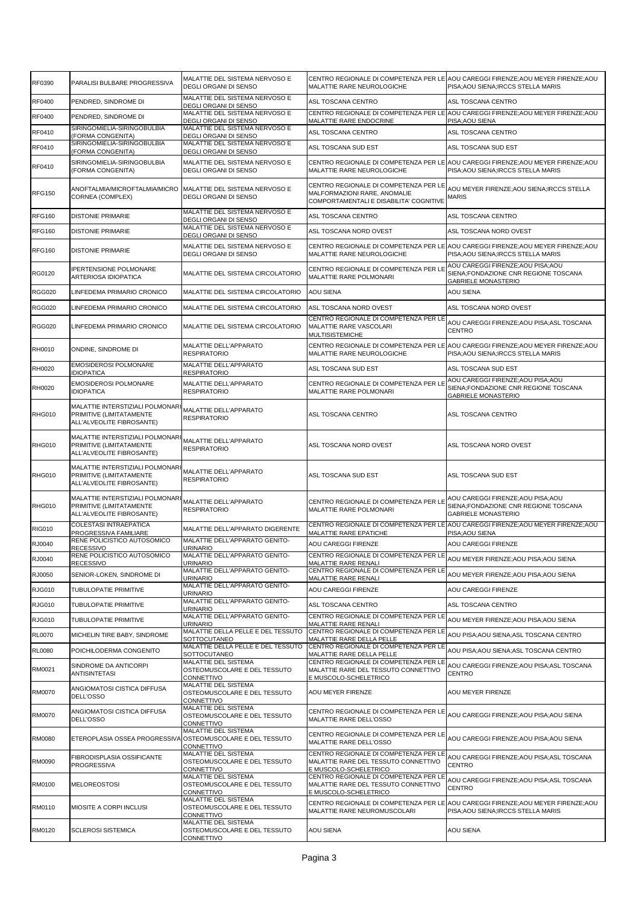| | | | | |
|---|---|---|---|---|
| RF0390 | PARALISI BULBARE PROGRESSIVA | MALATTIE DEL SISTEMA NERVOSO E DEGLI ORGANI DI SENSO | CENTRO REGIONALE DI COMPETENZA PER LE MALATTIE RARE NEUROLOGICHE | AOU CAREGGI FIRENZE;AOU MEYER FIRENZE;AOU PISA;AOU SIENA;IRCCS STELLA MARIS |
| RF0400 | PENDRED, SINDROME DI | MALATTIE DEL SISTEMA NERVOSO E DEGLI ORGANI DI SENSO | ASL TOSCANA CENTRO | ASL TOSCANA CENTRO |
| RF0400 | PENDRED, SINDROME DI | MALATTIE DEL SISTEMA NERVOSO E DEGLI ORGANI DI SENSO | CENTRO REGIONALE DI COMPETENZA PER LE MALATTIE RARE ENDOCRINE | AOU CAREGGI FIRENZE;AOU MEYER FIRENZE;AOU PISA;AOU SIENA |
| RF0410 | SIRINGOMIELIA-SIRINGOBULBIA (FORMA CONGENITA) | MALATTIE DEL SISTEMA NERVOSO E DEGLI ORGANI DI SENSO | ASL TOSCANA CENTRO | ASL TOSCANA CENTRO |
| RF0410 | SIRINGOMIELIA-SIRINGOBULBIA (FORMA CONGENITA) | MALATTIE DEL SISTEMA NERVOSO E DEGLI ORGANI DI SENSO | ASL TOSCANA SUD EST | ASL TOSCANA SUD EST |
| RF0410 | SIRINGOMIELIA-SIRINGOBULBIA (FORMA CONGENITA) | MALATTIE DEL SISTEMA NERVOSO E DEGLI ORGANI DI SENSO | CENTRO REGIONALE DI COMPETENZA PER LE MALATTIE RARE NEUROLOGICHE | AOU CAREGGI FIRENZE;AOU MEYER FIRENZE;AOU PISA;AOU SIENA;IRCCS STELLA MARIS |
| RFG150 | ANOFTALMIA/MICROFTALMIA/MICRO CORNEA (COMPLEX) | MALATTIE DEL SISTEMA NERVOSO E DEGLI ORGANI DI SENSO | CENTRO REGIONALE DI COMPETENZA PER LE MALFORMAZIONI RARE, ANOMALIE COMPORTAMENTALI E DISABILITA' COGNITIVE | AOU MEYER FIRENZE;AOU SIENA;IRCCS STELLA MARIS |
| RFG160 | DISTONIE PRIMARIE | MALATTIE DEL SISTEMA NERVOSO E DEGLI ORGANI DI SENSO | ASL TOSCANA CENTRO | ASL TOSCANA CENTRO |
| RFG160 | DISTONIE PRIMARIE | MALATTIE DEL SISTEMA NERVOSO E DEGLI ORGANI DI SENSO | ASL TOSCANA NORD OVEST | ASL TOSCANA NORD OVEST |
| RFG160 | DISTONIE PRIMARIE | MALATTIE DEL SISTEMA NERVOSO E DEGLI ORGANI DI SENSO | CENTRO REGIONALE DI COMPETENZA PER LE MALATTIE RARE NEUROLOGICHE | AOU CAREGGI FIRENZE;AOU MEYER FIRENZE;AOU PISA;AOU SIENA;IRCCS STELLA MARIS |
| RG0120 | IPERTENSIONE POLMONARE ARTERIOSA IDIOPATICA | MALATTIE DEL SISTEMA CIRCOLATORIO | CENTRO REGIONALE DI COMPETENZA PER LE MALATTIE RARE POLMONARI | AOU CAREGGI FIRENZE;AOU PISA;AOU SIENA;FONDAZIONE CNR REGIONE TOSCANA GABRIELE MONASTERIO |
| RGG020 | LINFEDEMA PRIMARIO CRONICO | MALATTIE DEL SISTEMA CIRCOLATORIO | AOU SIENA | AOU SIENA |
| RGG020 | LINFEDEMA PRIMARIO CRONICO | MALATTIE DEL SISTEMA CIRCOLATORIO | ASL TOSCANA NORD OVEST | ASL TOSCANA NORD OVEST |
| RGG020 | LINFEDEMA PRIMARIO CRONICO | MALATTIE DEL SISTEMA CIRCOLATORIO | CENTRO REGIONALE DI COMPETENZA PER LE MALATTIE RARE VASCOLARI MULTISISTEMICHE | AOU CAREGGI FIRENZE;AOU PISA;ASL TOSCANA CENTRO |
| RH0010 | ONDINE, SINDROME DI | MALATTIE DELL'APPARATO RESPIRATORIO | CENTRO REGIONALE DI COMPETENZA PER LE MALATTIE RARE NEUROLOGICHE | AOU CAREGGI FIRENZE;AOU MEYER FIRENZE;AOU PISA;AOU SIENA;IRCCS STELLA MARIS |
| RH0020 | EMOSIDEROSI POLMONARE IDIOPATICA | MALATTIE DELL'APPARATO RESPIRATORIO | ASL TOSCANA SUD EST | ASL TOSCANA SUD EST |
| RH0020 | EMOSIDEROSI POLMONARE IDIOPATICA | MALATTIE DELL'APPARATO RESPIRATORIO | CENTRO REGIONALE DI COMPETENZA PER LE MALATTIE RARE POLMONARI | AOU CAREGGI FIRENZE;AOU PISA;AOU SIENA;FONDAZIONE CNR REGIONE TOSCANA GABRIELE MONASTERIO |
| RHG010 | MALATTIE INTERSTIZIALI POLMONARI PRIMITIVE (LIMITATAMENTE ALL'ALVEOLITE FIBROSANTE) | MALATTIE DELL'APPARATO RESPIRATORIO | ASL TOSCANA CENTRO | ASL TOSCANA CENTRO |
| RHG010 | MALATTIE INTERSTIZIALI POLMONARI PRIMITIVE (LIMITATAMENTE ALL'ALVEOLITE FIBROSANTE) | MALATTIE DELL'APPARATO RESPIRATORIO | ASL TOSCANA NORD OVEST | ASL TOSCANA NORD OVEST |
| RHG010 | MALATTIE INTERSTIZIALI POLMONARI PRIMITIVE (LIMITATAMENTE ALL'ALVEOLITE FIBROSANTE) | MALATTIE DELL'APPARATO RESPIRATORIO | ASL TOSCANA SUD EST | ASL TOSCANA SUD EST |
| RHG010 | MALATTIE INTERSTIZIALI POLMONARI PRIMITIVE (LIMITATAMENTE ALL'ALVEOLITE FIBROSANTE) | MALATTIE DELL'APPARATO RESPIRATORIO | CENTRO REGIONALE DI COMPETENZA PER LE MALATTIE RARE POLMONARI | AOU CAREGGI FIRENZE;AOU PISA;AOU SIENA;FONDAZIONE CNR REGIONE TOSCANA GABRIELE MONASTERIO |
| RIG010 | COLESTASI INTRAEPATICA PROGRESSIVA FAMILIARE | MALATTIE DELL'APPARATO DIGERENTE | CENTRO REGIONALE DI COMPETENZA PER LE MALATTIE RARE EPATICHE | AOU CAREGGI FIRENZE;AOU MEYER FIRENZE;AOU PISA;AOU SIENA |
| RJ0040 | RENE POLICISTICO AUTOSOMICO RECESSIVO | MALATTIE DELL'APPARATO GENITO-URINARIO | AOU CAREGGI FIRENZE | AOU CAREGGI FIRENZE |
| RJ0040 | RENE POLICISTICO AUTOSOMICO RECESSIVO | MALATTIE DELL'APPARATO GENITO-URINARIO | CENTRO REGIONALE DI COMPETENZA PER LE MALATTIE RARE RENALI | AOU MEYER FIRENZE;AOU PISA;AOU SIENA |
| RJ0050 | SENIOR-LOKEN, SINDROME DI | MALATTIE DELL'APPARATO GENITO-URINARIO | CENTRO REGIONALE DI COMPETENZA PER LE MALATTIE RARE RENALI | AOU MEYER FIRENZE;AOU PISA;AOU SIENA |
| RJG010 | TUBULOPATIE PRIMITIVE | MALATTIE DELL'APPARATO GENITO-URINARIO | AOU CAREGGI FIRENZE | AOU CAREGGI FIRENZE |
| RJG010 | TUBULOPATIE PRIMITIVE | MALATTIE DELL'APPARATO GENITO-URINARIO | ASL TOSCANA CENTRO | ASL TOSCANA CENTRO |
| RJG010 | TUBULOPATIE PRIMITIVE | MALATTIE DELL'APPARATO GENITO-URINARIO | CENTRO REGIONALE DI COMPETENZA PER LE MALATTIE RARE RENALI | AOU MEYER FIRENZE;AOU PISA;AOU SIENA |
| RL0070 | MICHELIN TIRE BABY, SINDROME | MALATTIE DELLA PELLE E DEL TESSUTO SOTTOCUTANEO | CENTRO REGIONALE DI COMPETENZA PER LE MALATTIE RARE DELLA PELLE | AOU PISA;AOU SIENA;ASL TOSCANA CENTRO |
| RL0080 | POICHILODERMA CONGENITO | MALATTIE DELLA PELLE E DEL TESSUTO SOTTOCUTANEO | CENTRO REGIONALE DI COMPETENZA PER LE MALATTIE RARE DELLA PELLE | AOU PISA;AOU SIENA;ASL TOSCANA CENTRO |
| RM0021 | SINDROME DA ANTICORPI ANTISINTETASI | MALATTIE DEL SISTEMA OSTEOMUSCOLARE E DEL TESSUTO CONNETTIVO | CENTRO REGIONALE DI COMPETENZA PER LE MALATTIE RARE DEL TESSUTO CONNETTIVO E MUSCOLO-SCHELETRICO | AOU CAREGGI FIRENZE;AOU PISA;ASL TOSCANA CENTRO |
| RM0070 | ANGIOMATOSI CISTICA DIFFUSA DELL'OSSO | MALATTIE DEL SISTEMA OSTEOMUSCOLARE E DEL TESSUTO CONNETTIVO | AOU MEYER FIRENZE | AOU MEYER FIRENZE |
| RM0070 | ANGIOMATOSI CISTICA DIFFUSA DELL'OSSO | MALATTIE DEL SISTEMA OSTEOMUSCOLARE E DEL TESSUTO CONNETTIVO | CENTRO REGIONALE DI COMPETENZA PER LE MALATTIE RARE DELL'OSSO | AOU CAREGGI FIRENZE;AOU PISA;AOU SIENA |
| RM0080 | ETEROPLASIA OSSEA PROGRESSIVA | MALATTIE DEL SISTEMA OSTEOMUSCOLARE E DEL TESSUTO CONNETTIVO | CENTRO REGIONALE DI COMPETENZA PER LE MALATTIE RARE DELL'OSSO | AOU CAREGGI FIRENZE;AOU PISA;AOU SIENA |
| RM0090 | FIBRODISPLASIA OSSIFICANTE PROGRESSIVA | MALATTIE DEL SISTEMA OSTEOMUSCOLARE E DEL TESSUTO CONNETTIVO | CENTRO REGIONALE DI COMPETENZA PER LE MALATTIE RARE DEL TESSUTO CONNETTIVO E MUSCOLO-SCHELETRICO | AOU CAREGGI FIRENZE;AOU PISA;ASL TOSCANA CENTRO |
| RM0100 | MELOREOSTOSI | MALATTIE DEL SISTEMA OSTEOMUSCOLARE E DEL TESSUTO CONNETTIVO | CENTRO REGIONALE DI COMPETENZA PER LE MALATTIE RARE DEL TESSUTO CONNETTIVO E MUSCOLO-SCHELETRICO | AOU CAREGGI FIRENZE;AOU PISA;ASL TOSCANA CENTRO |
| RM0110 | MIOSITE A CORPI INCLUSI | MALATTIE DEL SISTEMA OSTEOMUSCOLARE E DEL TESSUTO CONNETTIVO | CENTRO REGIONALE DI COMPETENZA PER LE MALATTIE RARE NEUROMUSCOLARI | AOU CAREGGI FIRENZE;AOU MEYER FIRENZE;AOU PISA;AOU SIENA;IRCCS STELLA MARIS |
| RM0120 | SCLEROSI SISTEMICA | MALATTIE DEL SISTEMA OSTEOMUSCOLARE E DEL TESSUTO CONNETTIVO | AOU SIENA | AOU SIENA |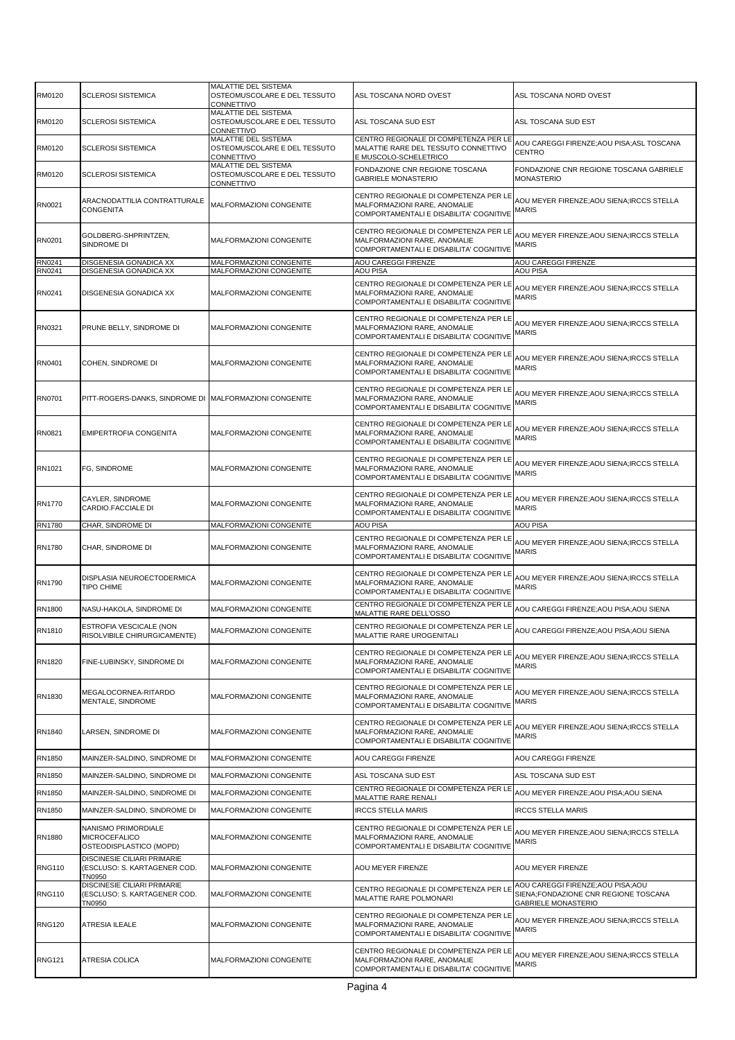| | | | | |
|---|---|---|---|---|
| RM0120 | SCLEROSI SISTEMICA | MALATTIE DEL SISTEMA OSTEOMUSCOLARE E DEL TESSUTO CONNETTIVO | ASL TOSCANA NORD OVEST | ASL TOSCANA NORD OVEST |
| RM0120 | SCLEROSI SISTEMICA | MALATTIE DEL SISTEMA OSTEOMUSCOLARE E DEL TESSUTO CONNETTIVO | ASL TOSCANA SUD EST | ASL TOSCANA SUD EST |
| RM0120 | SCLEROSI SISTEMICA | MALATTIE DEL SISTEMA OSTEOMUSCOLARE E DEL TESSUTO CONNETTIVO | CENTRO REGIONALE DI COMPETENZA PER LE MALATTIE RARE DEL TESSUTO CONNETTIVO E MUSCOLO-SCHELETRICO | AOU CAREGGI FIRENZE;AOU PISA;ASL TOSCANA CENTRO |
| RM0120 | SCLEROSI SISTEMICA | MALATTIE DEL SISTEMA OSTEOMUSCOLARE E DEL TESSUTO CONNETTIVO | FONDAZIONE CNR REGIONE TOSCANA GABRIELE MONASTERIO | FONDAZIONE CNR REGIONE TOSCANA GABRIELE MONASTERIO |
| RN0021 | ARACNODATTILIA CONTRATTURALE CONGENITA | MALFORMAZIONI CONGENITE | CENTRO REGIONALE DI COMPETENZA PER LE MALFORMAZIONI RARE, ANOMALIE COMPORTAMENTALI E DISABILITA' COGNITIVE | AOU MEYER FIRENZE;AOU SIENA;IRCCS STELLA MARIS |
| RN0201 | GOLDBERG-SHPRINTZEN, SINDROME DI | MALFORMAZIONI CONGENITE | CENTRO REGIONALE DI COMPETENZA PER LE MALFORMAZIONI RARE, ANOMALIE COMPORTAMENTALI E DISABILITA' COGNITIVE | AOU MEYER FIRENZE;AOU SIENA;IRCCS STELLA MARIS |
| RN0241 | DISGENESIA GONADICA XX | MALFORMAZIONI CONGENITE | AOU CAREGGI FIRENZE | AOU CAREGGI FIRENZE |
| RN0241 | DISGENESIA GONADICA XX | MALFORMAZIONI CONGENITE | AOU PISA | AOU PISA |
| RN0241 | DISGENESIA GONADICA XX | MALFORMAZIONI CONGENITE | CENTRO REGIONALE DI COMPETENZA PER LE MALFORMAZIONI RARE, ANOMALIE COMPORTAMENTALI E DISABILITA' COGNITIVE | AOU MEYER FIRENZE;AOU SIENA;IRCCS STELLA MARIS |
| RN0321 | PRUNE BELLY, SINDROME DI | MALFORMAZIONI CONGENITE | CENTRO REGIONALE DI COMPETENZA PER LE MALFORMAZIONI RARE, ANOMALIE COMPORTAMENTALI E DISABILITA' COGNITIVE | AOU MEYER FIRENZE;AOU SIENA;IRCCS STELLA MARIS |
| RN0401 | COHEN, SINDROME DI | MALFORMAZIONI CONGENITE | CENTRO REGIONALE DI COMPETENZA PER LE MALFORMAZIONI RARE, ANOMALIE COMPORTAMENTALI E DISABILITA' COGNITIVE | AOU MEYER FIRENZE;AOU SIENA;IRCCS STELLA MARIS |
| RN0701 | PITT-ROGERS-DANKS, SINDROME DI | MALFORMAZIONI CONGENITE | CENTRO REGIONALE DI COMPETENZA PER LE MALFORMAZIONI RARE, ANOMALIE COMPORTAMENTALI E DISABILITA' COGNITIVE | AOU MEYER FIRENZE;AOU SIENA;IRCCS STELLA MARIS |
| RN0821 | EMIPERTROFIA CONGENITA | MALFORMAZIONI CONGENITE | CENTRO REGIONALE DI COMPETENZA PER LE MALFORMAZIONI RARE, ANOMALIE COMPORTAMENTALI E DISABILITA' COGNITIVE | AOU MEYER FIRENZE;AOU SIENA;IRCCS STELLA MARIS |
| RN1021 | FG, SINDROME | MALFORMAZIONI CONGENITE | CENTRO REGIONALE DI COMPETENZA PER LE MALFORMAZIONI RARE, ANOMALIE COMPORTAMENTALI E DISABILITA' COGNITIVE | AOU MEYER FIRENZE;AOU SIENA;IRCCS STELLA MARIS |
| RN1770 | CAYLER, SINDROME CARDIO.FACCIALE DI | MALFORMAZIONI CONGENITE | CENTRO REGIONALE DI COMPETENZA PER LE MALFORMAZIONI RARE, ANOMALIE COMPORTAMENTALI E DISABILITA' COGNITIVE | AOU MEYER FIRENZE;AOU SIENA;IRCCS STELLA MARIS |
| RN1780 | CHAR, SINDROME DI | MALFORMAZIONI CONGENITE | AOU PISA | AOU PISA |
| RN1780 | CHAR, SINDROME DI | MALFORMAZIONI CONGENITE | CENTRO REGIONALE DI COMPETENZA PER LE MALFORMAZIONI RARE, ANOMALIE COMPORTAMENTALI E DISABILITA' COGNITIVE | AOU MEYER FIRENZE;AOU SIENA;IRCCS STELLA MARIS |
| RN1790 | DISPLASIA NEUROECTODERMICA TIPO CHIME | MALFORMAZIONI CONGENITE | CENTRO REGIONALE DI COMPETENZA PER LE MALFORMAZIONI RARE, ANOMALIE COMPORTAMENTALI E DISABILITA' COGNITIVE | AOU MEYER FIRENZE;AOU SIENA;IRCCS STELLA MARIS |
| RN1800 | NASU-HAKOLA, SINDROME DI | MALFORMAZIONI CONGENITE | CENTRO REGIONALE DI COMPETENZA PER LE MALATTIE RARE DELL'OSSO | AOU CAREGGI FIRENZE;AOU PISA;AOU SIENA |
| RN1810 | ESTROFIA VESCICALE (NON RISOLVIBILE CHIRURGICAMENTE) | MALFORMAZIONI CONGENITE | CENTRO REGIONALE DI COMPETENZA PER LE MALATTIE RARE UROGENITALI | AOU CAREGGI FIRENZE;AOU PISA;AOU SIENA |
| RN1820 | FINE-LUBINSKY, SINDROME DI | MALFORMAZIONI CONGENITE | CENTRO REGIONALE DI COMPETENZA PER LE MALFORMAZIONI RARE, ANOMALIE COMPORTAMENTALI E DISABILITA' COGNITIVE | AOU MEYER FIRENZE;AOU SIENA;IRCCS STELLA MARIS |
| RN1830 | MEGALOCORNEA-RITARDO MENTALE, SINDROME | MALFORMAZIONI CONGENITE | CENTRO REGIONALE DI COMPETENZA PER LE MALFORMAZIONI RARE, ANOMALIE COMPORTAMENTALI E DISABILITA' COGNITIVE | AOU MEYER FIRENZE;AOU SIENA;IRCCS STELLA MARIS |
| RN1840 | LARSEN, SINDROME DI | MALFORMAZIONI CONGENITE | CENTRO REGIONALE DI COMPETENZA PER LE MALFORMAZIONI RARE, ANOMALIE COMPORTAMENTALI E DISABILITA' COGNITIVE | AOU MEYER FIRENZE;AOU SIENA;IRCCS STELLA MARIS |
| RN1850 | MAINZER-SALDINO, SINDROME DI | MALFORMAZIONI CONGENITE | AOU CAREGGI FIRENZE | AOU CAREGGI FIRENZE |
| RN1850 | MAINZER-SALDINO, SINDROME DI | MALFORMAZIONI CONGENITE | ASL TOSCANA SUD EST | ASL TOSCANA SUD EST |
| RN1850 | MAINZER-SALDINO, SINDROME DI | MALFORMAZIONI CONGENITE | CENTRO REGIONALE DI COMPETENZA PER LE MALATTIE RARE RENALI | AOU MEYER FIRENZE;AOU PISA;AOU SIENA |
| RN1850 | MAINZER-SALDINO, SINDROME DI | MALFORMAZIONI CONGENITE | IRCCS STELLA MARIS | IRCCS STELLA MARIS |
| RN1880 | NANISMO PRIMORDIALE MICROCEFALICO OSTEODISPLASTICO (MOPD) | MALFORMAZIONI CONGENITE | CENTRO REGIONALE DI COMPETENZA PER LE MALFORMAZIONI RARE, ANOMALIE COMPORTAMENTALI E DISABILITA' COGNITIVE | AOU MEYER FIRENZE;AOU SIENA;IRCCS STELLA MARIS |
| RNG110 | DISCINESIE CILIARI PRIMARIE (ESCLUSO: S. KARTAGENER COD. TN0950 | MALFORMAZIONI CONGENITE | AOU MEYER FIRENZE | AOU MEYER FIRENZE |
| RNG110 | DISCINESIE CILIARI PRIMARIE (ESCLUSO: S. KARTAGENER COD. TN0950 | MALFORMAZIONI CONGENITE | CENTRO REGIONALE DI COMPETENZA PER LE MALATTIE RARE POLMONARI | AOU CAREGGI FIRENZE;AOU PISA;AOU SIENA;FONDAZIONE CNR REGIONE TOSCANA GABRIELE MONASTERIO |
| RNG120 | ATRESIA ILEALE | MALFORMAZIONI CONGENITE | CENTRO REGIONALE DI COMPETENZA PER LE MALFORMAZIONI RARE, ANOMALIE COMPORTAMENTALI E DISABILITA' COGNITIVE | AOU MEYER FIRENZE;AOU SIENA;IRCCS STELLA MARIS |
| RNG121 | ATRESIA COLICA | MALFORMAZIONI CONGENITE | CENTRO REGIONALE DI COMPETENZA PER LE MALFORMAZIONI RARE, ANOMALIE COMPORTAMENTALI E DISABILITA' COGNITIVE | AOU MEYER FIRENZE;AOU SIENA;IRCCS STELLA MARIS |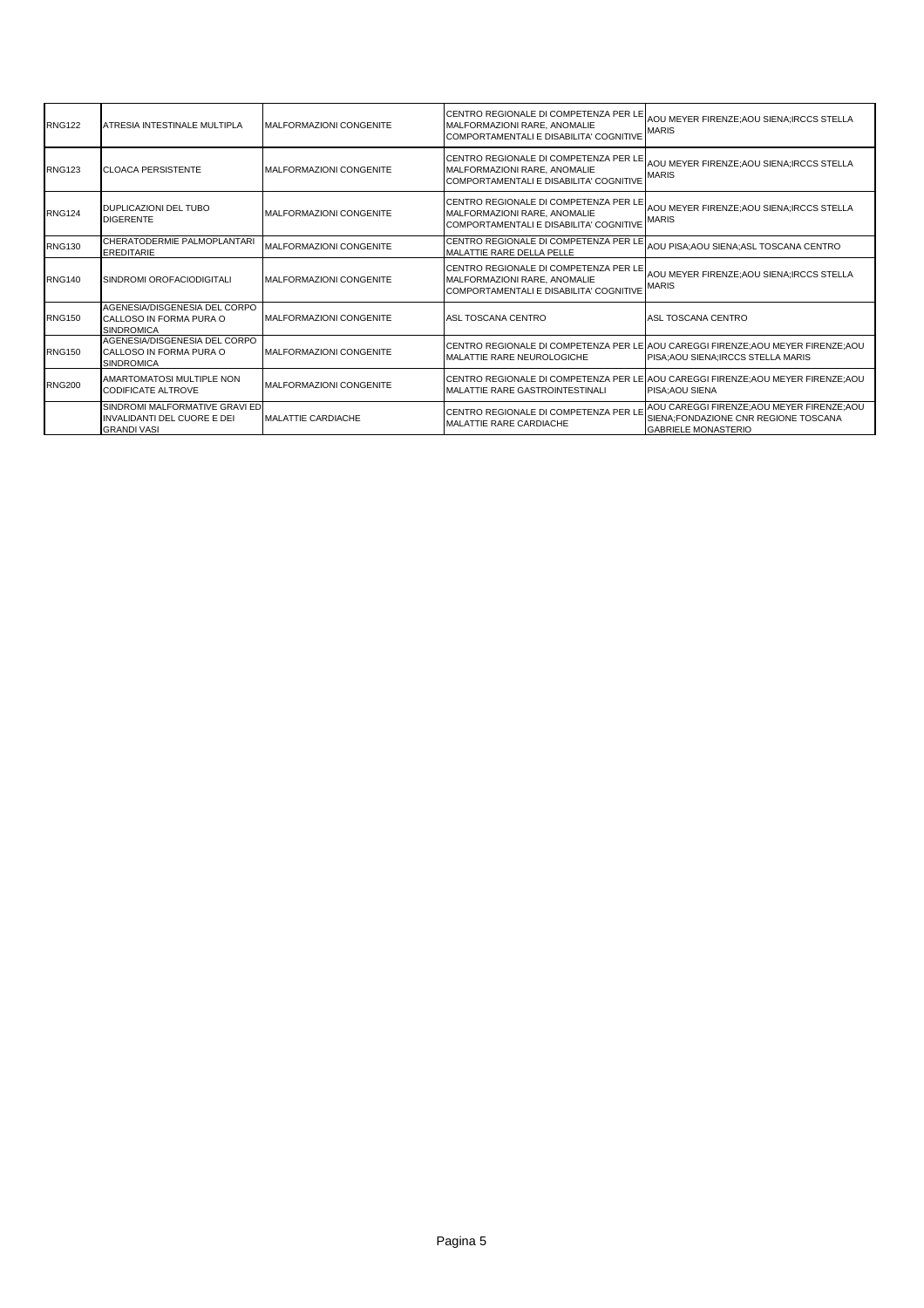| | | | | |
|---|---|---|---|---|
| RNG122 | ATRESIA INTESTINALE MULTIPLA | MALFORMAZIONI CONGENITE | CENTRO REGIONALE DI COMPETENZA PER LE MALFORMAZIONI RARE, ANOMALIE COMPORTAMENTALI E DISABILITA' COGNITIVE | AOU MEYER FIRENZE;AOU SIENA;IRCCS STELLA MARIS |
| RNG123 | CLOACA PERSISTENTE | MALFORMAZIONI CONGENITE | CENTRO REGIONALE DI COMPETENZA PER LE MALFORMAZIONI RARE, ANOMALIE COMPORTAMENTALI E DISABILITA' COGNITIVE | AOU MEYER FIRENZE;AOU SIENA;IRCCS STELLA MARIS |
| RNG124 | DUPLICAZIONI DEL TUBO DIGERENTE | MALFORMAZIONI CONGENITE | CENTRO REGIONALE DI COMPETENZA PER LE MALFORMAZIONI RARE, ANOMALIE COMPORTAMENTALI E DISABILITA' COGNITIVE | AOU MEYER FIRENZE;AOU SIENA;IRCCS STELLA MARIS |
| RNG130 | CHERATODERMIE PALMOPLANTARI EREDITARIE | MALFORMAZIONI CONGENITE | CENTRO REGIONALE DI COMPETENZA PER LE MALATTIE RARE DELLA PELLE | AOU PISA;AOU SIENA;ASL TOSCANA CENTRO |
| RNG140 | SINDROMI OROFACIODIGITALI | MALFORMAZIONI CONGENITE | CENTRO REGIONALE DI COMPETENZA PER LE MALFORMAZIONI RARE, ANOMALIE COMPORTAMENTALI E DISABILITA' COGNITIVE | AOU MEYER FIRENZE;AOU SIENA;IRCCS STELLA MARIS |
| RNG150 | AGENESIA/DISGENESIA DEL CORPO CALLOSO IN FORMA PURA O SINDROMICA | MALFORMAZIONI CONGENITE | ASL TOSCANA CENTRO | ASL TOSCANA CENTRO |
| RNG150 | AGENESIA/DISGENESIA DEL CORPO CALLOSO IN FORMA PURA O SINDROMICA | MALFORMAZIONI CONGENITE | CENTRO REGIONALE DI COMPETENZA PER LE MALATTIE RARE NEUROLOGICHE | AOU CAREGGI FIRENZE;AOU MEYER FIRENZE;AOU PISA;AOU SIENA;IRCCS STELLA MARIS |
| RNG200 | AMARTOMATOSI MULTIPLE NON CODIFICATE ALTROVE | MALFORMAZIONI CONGENITE | CENTRO REGIONALE DI COMPETENZA PER LE MALATTIE RARE GASTROINTESTINALI | AOU CAREGGI FIRENZE;AOU MEYER FIRENZE;AOU PISA;AOU SIENA |
| | SINDROMI MALFORMATIVE GRAVI ED INVALIDANTI DEL CUORE E DEI GRANDI VASI | MALATTIE CARDIACHE | CENTRO REGIONALE DI COMPETENZA PER LE MALATTIE RARE CARDIACHE | AOU CAREGGI FIRENZE;AOU MEYER FIRENZE;AOU SIENA;FONDAZIONE CNR REGIONE TOSCANA GABRIELE MONASTERIO |